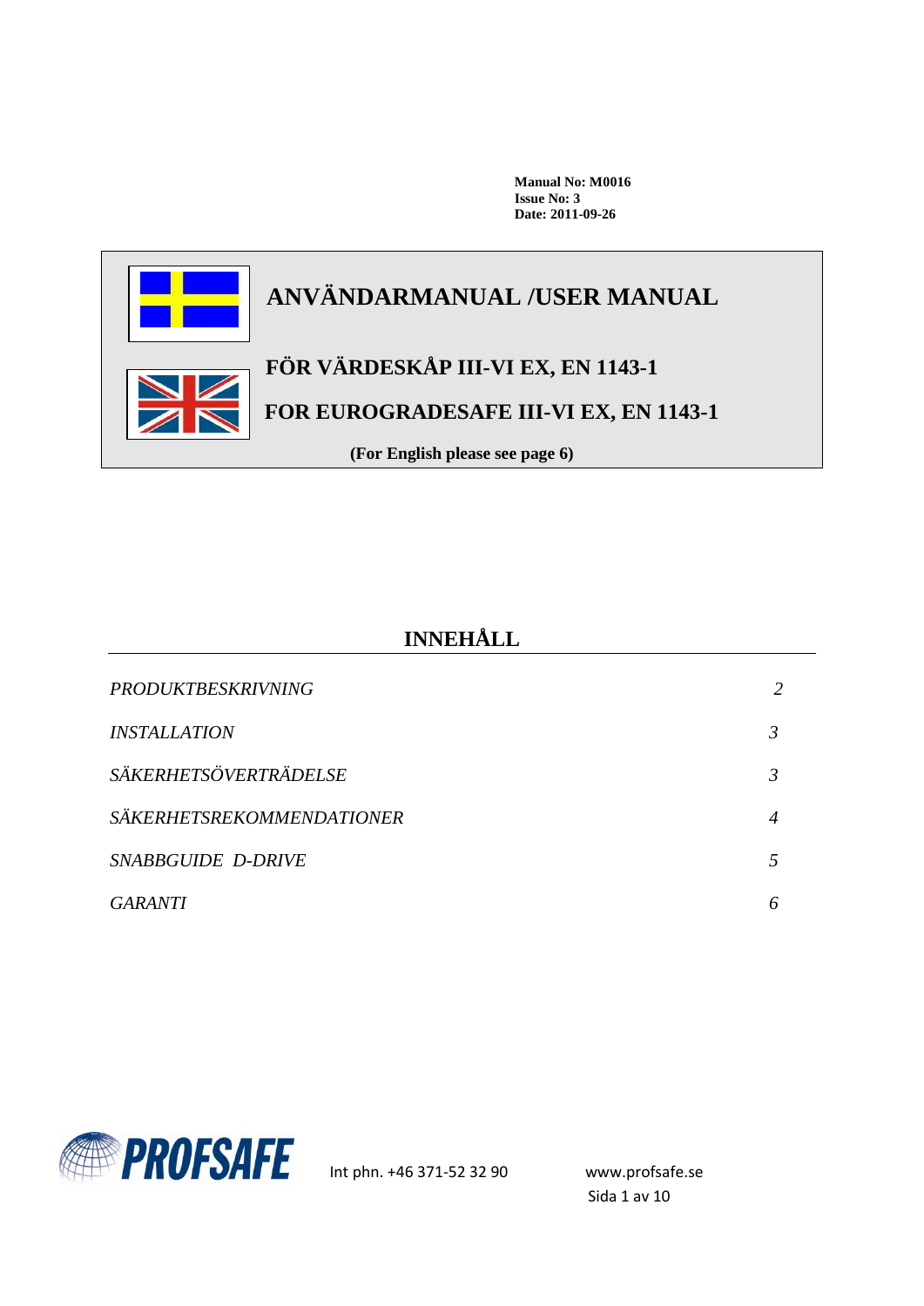**Manual No: M0016**
**Issue No: 3**
**Date: 2011-09-26**

# ANVÄNDARMANUAL /USER MANUAL

## FÖR VÄRDESKÅP III-VI EX, EN 1143-1

## FOR EUROGRADESAFE III-VI EX, EN 1143-1

**(For English please see page 6)**

## INNEHÅLL

| | |
|---|---|
| *PRODUKTBESKRIVNING* | *2* |
| *INSTALLATION* | *3* |
| *SÄKERHETSÖVERTRÄDELSE* | *3* |
| *SÄKERHETSREKOMMENDATIONER* | *4* |
| *SNABBGUIDE D-DRIVE* | *5* |
| *GARANTI* | *6* |

PROFSAFE

Int phn. +46 371-52 32 90

www.profsafe.se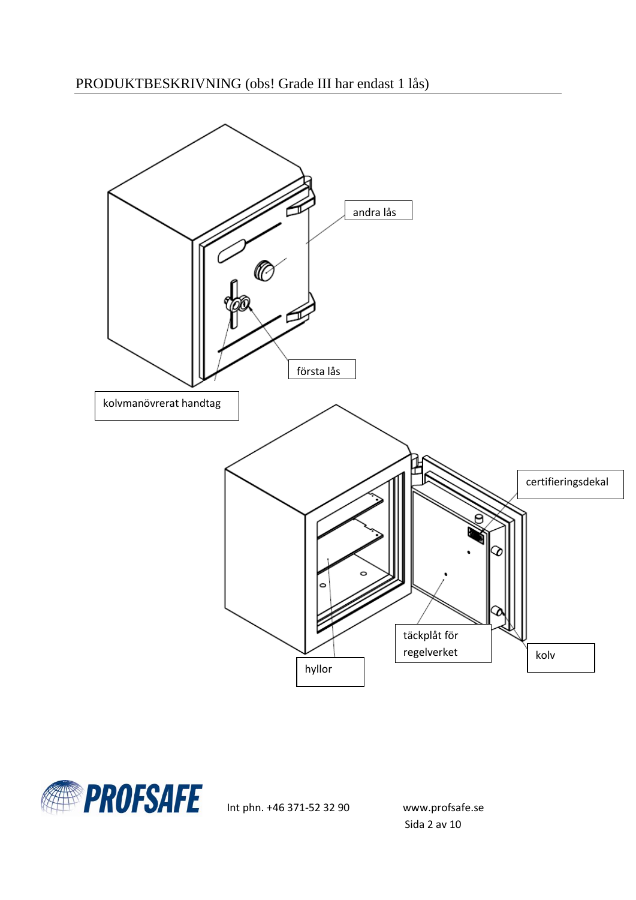PRODUKTBESKRIVNING (obs! Grade III har endast 1 lås)

andra lås

första lås

kolvmanövrerat handtag

certifieringsdekal

täckplåt för regelverket

kolv

hyllor

Int phn. +46 371-52 32 90

www.profsafe.se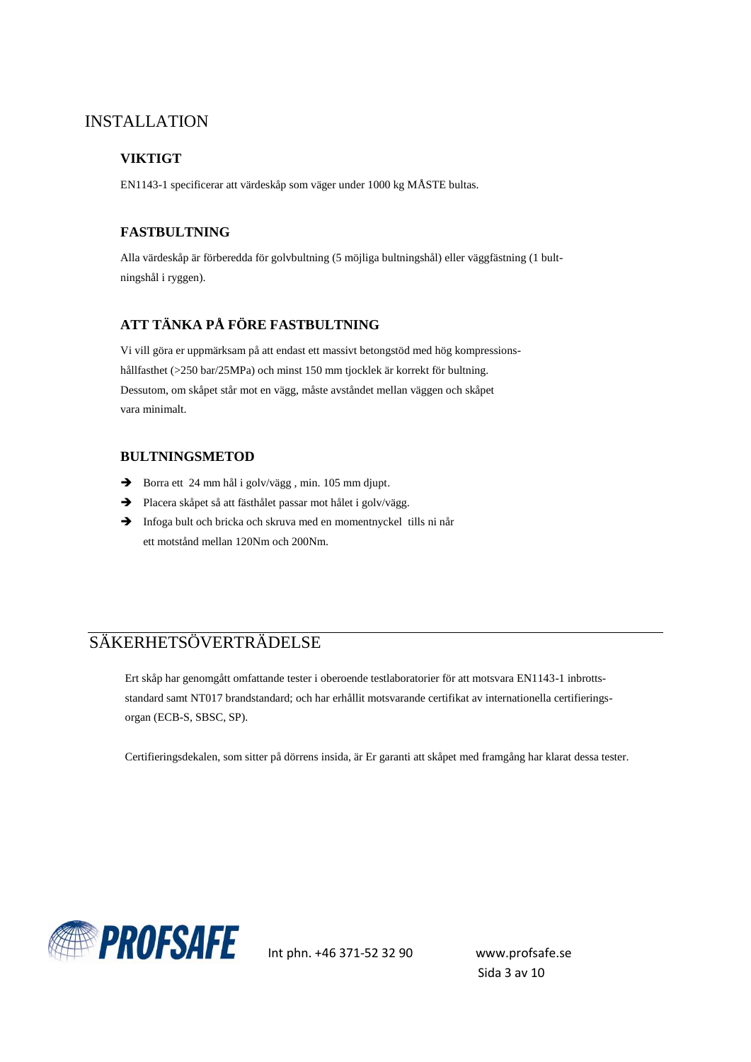# INSTALLATION

### VIKTIGT

EN1143-1 specificerar att värdeskåp som väger under 1000 kg MÅSTE bultas.

### FASTBULTNING

Alla värdeskåp är förberedda för golvbultning (5 möjliga bultningshål) eller väggfästning (1 bultningshål i ryggen).

### ATT TÄNKA PÅ FÖRE FASTBULTNING

Vi vill göra er uppmärksam på att endast ett massivt betongstöd med hög kompressionshållfasthet (>250 bar/25MPa) och minst 150 mm tjocklek är korrekt för bultning. Dessutom, om skåpet står mot en vägg, måste avståndet mellan väggen och skåpet vara minimalt.

### BULTNINGSMETOD

- Borra ett 24 mm hål i golv/vägg , min. 105 mm djupt.
- Placera skåpet så att fästhålet passar mot hålet i golv/vägg.
- Infoga bult och bricka och skruva med en momentnyckel tills ni når ett motstånd mellan 120Nm och 200Nm.

# SÄKERHETSÖVERTRÄDELSE

Ert skåp har genomgått omfattande tester i oberoende testlaboratorier för att motsvara EN1143-1 inbrottsstandard samt NT017 brandstandard; och har erhållit motsvarande certifikat av internationella certifieringsorgan (ECB-S, SBSC, SP).

Certifieringsdekalen, som sitter på dörrens insida, är Er garanti att skåpet med framgång har klarat dessa tester.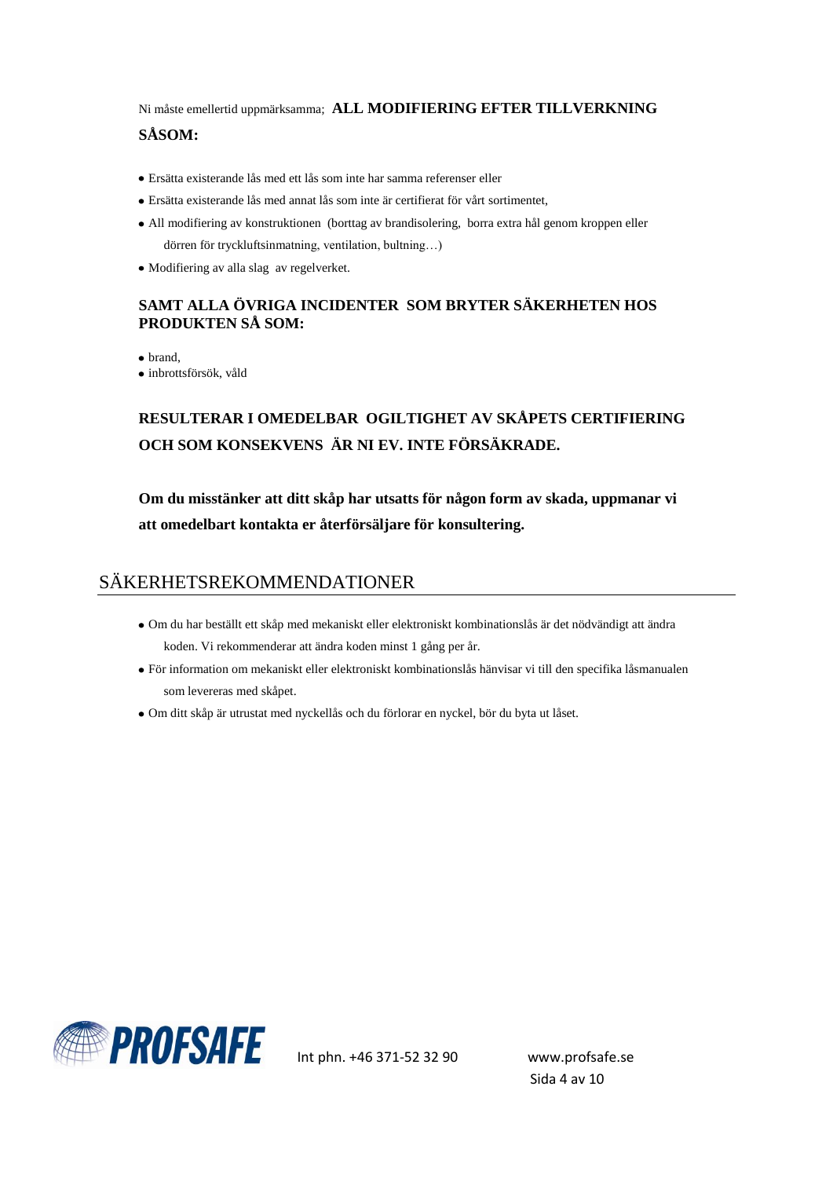Ni måste emellertid uppmärksamma; **ALL MODIFIERING EFTER TILLVERKNING SÅSOM:**

- Ersätta existerande lås med ett lås som inte har samma referenser eller
- Ersätta existerande lås med annat lås som inte är certifierat för vårt sortimentet,
- All modifiering av konstruktionen (borttag av brandisolering, borra extra hål genom kroppen eller dörren för tryckluftsinmatning, ventilation, bultning…)
- Modifiering av alla slag av regelverket.

**SAMT ALLA ÖVRIGA INCIDENTER SOM BRYTER SÄKERHETEN HOS PRODUKTEN SÅ SOM:**

- brand,
- inbrottsförsök, våld

**RESULTERAR I OMEDELBAR OGILTIGHET AV SKÅPETS CERTIFIERING OCH SOM KONSEKVENS ÄR NI EV. INTE FÖRSÄKRADE.**

**Om du misstänker att ditt skåp har utsatts för någon form av skada, uppmanar vi att omedelbart kontakta er återförsäljare för konsultering.**

## SÄKERHETSREKOMMENDATIONER

- Om du har beställt ett skåp med mekaniskt eller elektroniskt kombinationslås är det nödvändigt att ändra koden. Vi rekommenderar att ändra koden minst 1 gång per år.
- För information om mekaniskt eller elektroniskt kombinationslås hänvisar vi till den specifika låsmanualen som levereras med skåpet.
- Om ditt skåp är utrustat med nyckellås och du förlorar en nyckel, bör du byta ut låset.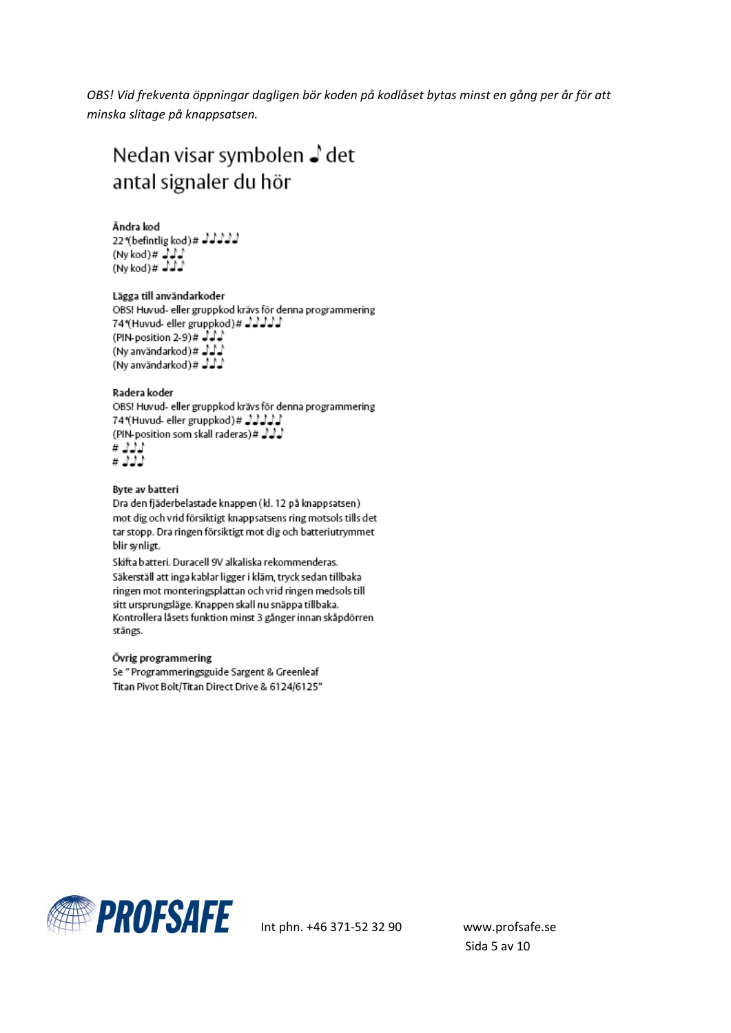*OBS! Vid frekventa öppningar dagligen bör koden på kodlåset bytas minst en gång per år för att minska slitage på knappsatsen.*

## Nedan visar symbolen ♩ det antal signaler du hör

**Ändra kod**
22*(befintlig kod)# ♩♩♩♩♩
(Ny kod)# ♩♩♩
(Ny kod)# ♩♩♩

**Lägga till användarkoder**
OBS! Huvud- eller gruppkod krävs för denna programmering
74*(Huvud- eller gruppkod)# ♩♩♩♩♩
(PIN-position 2-9)# ♩♩♩
(Ny användarkod)# ♩♩♩
(Ny användarkod)# ♩♩♩

**Radera koder**
OBS! Huvud- eller gruppkod krävs för denna programmering
74*(Huvud- eller gruppkod)# ♩♩♩♩♩
(PIN-position som skall raderas)# ♩♩♩
# ♩♩♩
# ♩♩♩

**Byte av batteri**
Dra den fjäderbelastade knappen (kl. 12 på knappsatsen) mot dig och vrid försiktigt knappsatsens ring motsols tills det tar stopp. Dra ringen försiktigt mot dig och batteriutrymmet blir synligt.

Skifta batteri. Duracell 9V alkaliska rekommenderas. Säkerställ att inga kablar ligger i kläm, tryck sedan tillbaka ringen mot monteringsplattan och vrid ringen medsols till sitt ursprungsläge. Knappen skall nu snäppa tillbaka. Kontrollera låsets funktion minst 3 gånger innan skåpdörren stängs.

**Övrig programmering**
Se " Programmeringsguide Sargent & Greenleaf Titan Pivot Bolt/Titan Direct Drive & 6124/6125"

PROFSAFE Int phn. +46 371-52 32 90 www.profsafe.se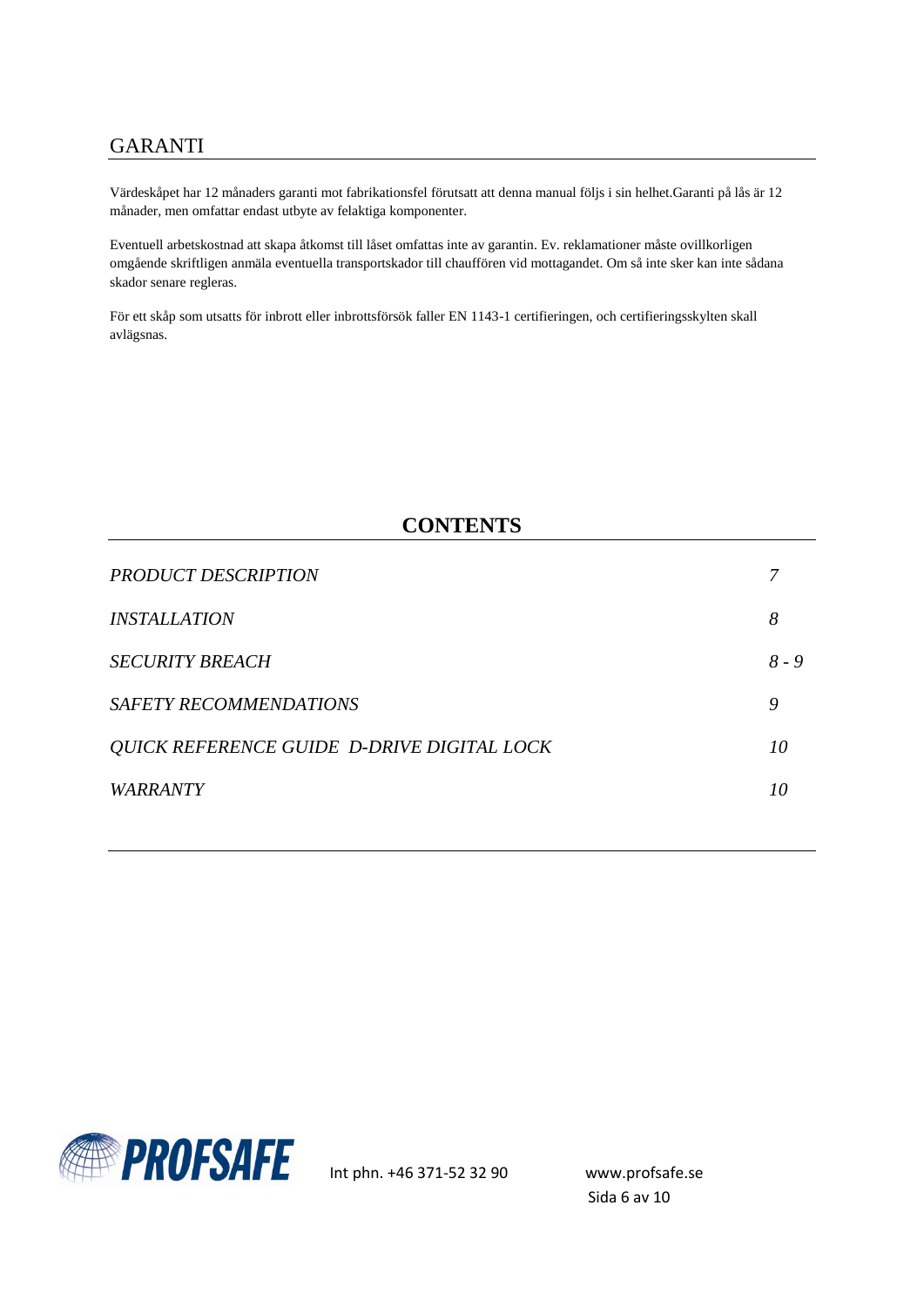## GARANTI

Värdeskåpet har 12 månaders garanti mot fabrikationsfel förutsatt att denna manual följs i sin helhet.Garanti på lås är 12 månader, men omfattar endast utbyte av felaktiga komponenter.

Eventuell arbetskostnad att skapa åtkomst till låset omfattas inte av garantin. Ev. reklamationer måste ovillkorligen omgående skriftligen anmäla eventuella transportskador till chauffören vid mottagandet. Om så inte sker kan inte sådana skador senare regleras.

För ett skåp som utsatts för inbrott eller inbrottsförsök faller EN 1143-1 certifieringen, och certifieringsskylten skall avlägsnas.

## CONTENTS

| | |
|---|---|
| *PRODUCT DESCRIPTION* | *7* |
| *INSTALLATION* | *8* |
| *SECURITY BREACH* | *8 - 9* |
| *SAFETY RECOMMENDATIONS* | *9* |
| *QUICK REFERENCE GUIDE D-DRIVE DIGITAL LOCK* | *10* |
| *WARRANTY* | *10* |

PROFSAFE Int phn. +46 371-52 32 90 www.profsafe.se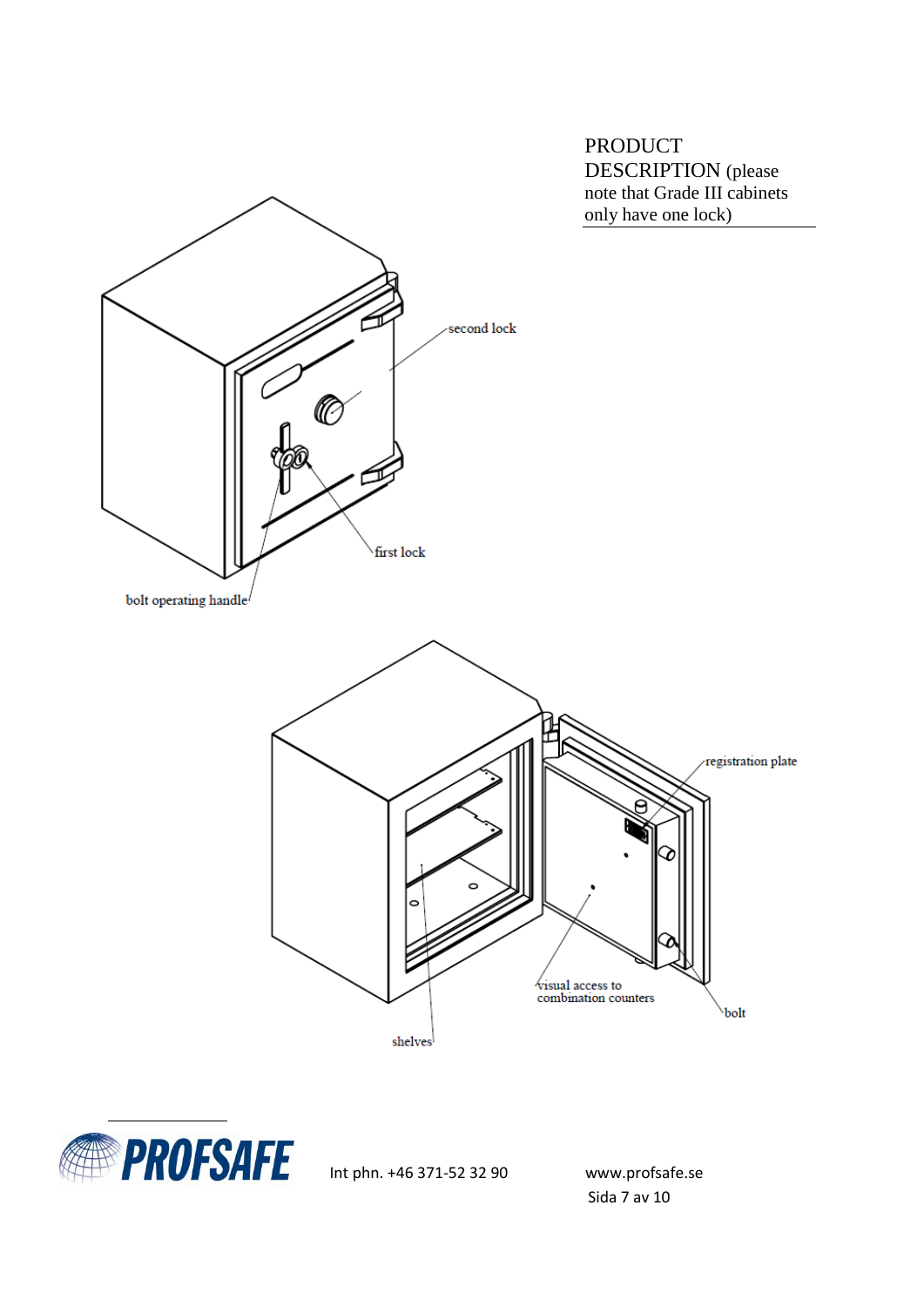PRODUCT DESCRIPTION (please note that Grade III cabinets only have one lock)

second lock

first lock

bolt operating handle

registration plate

visual access to combination counters

bolt

shelves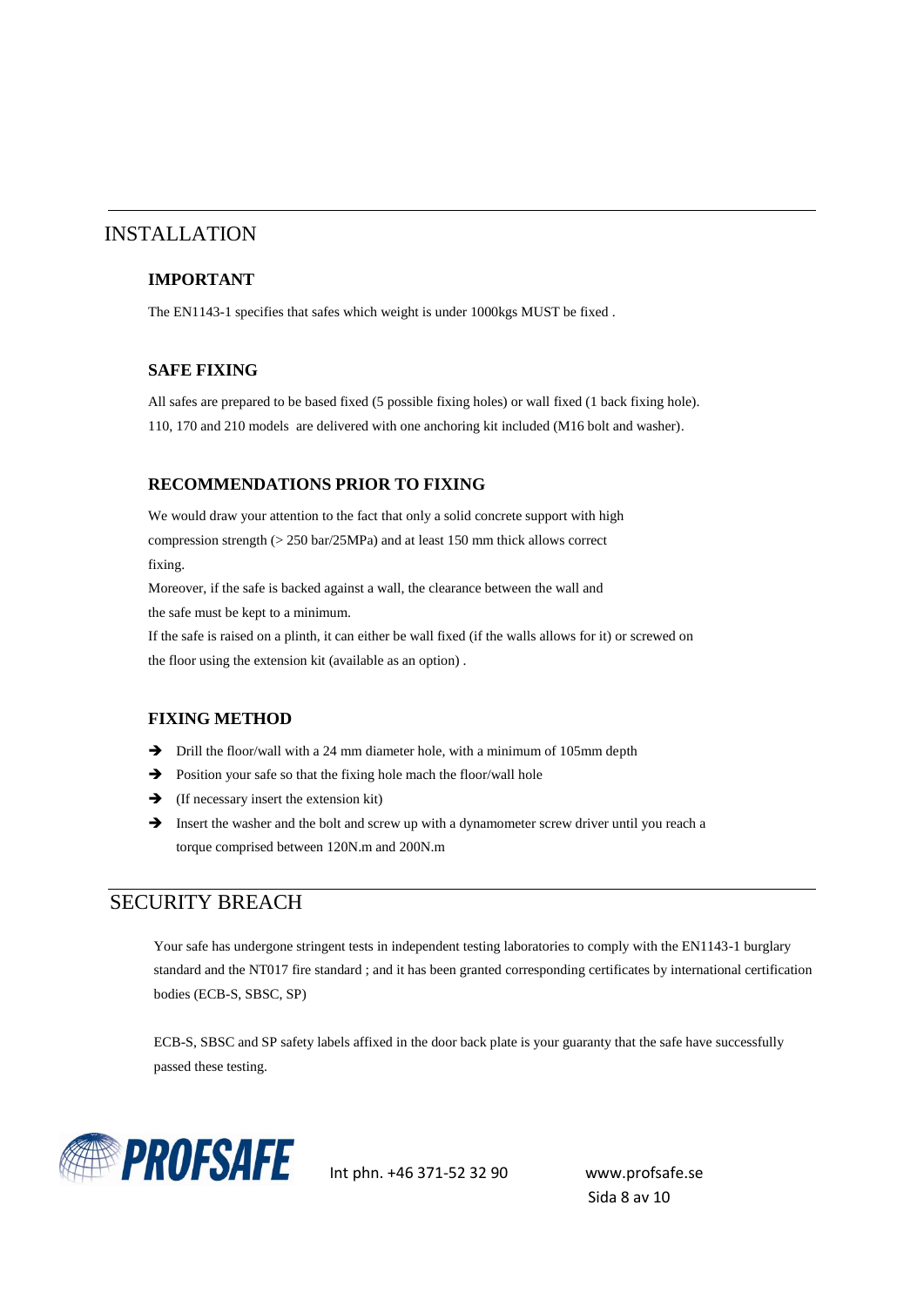## INSTALLATION

### IMPORTANT

The EN1143-1 specifies that safes which weight is under 1000kgs MUST be fixed .

### SAFE FIXING

All safes are prepared to be based fixed (5 possible fixing holes) or wall fixed (1 back fixing hole).
110, 170 and 210 models are delivered with one anchoring kit included (M16 bolt and washer).

### RECOMMENDATIONS PRIOR TO FIXING

We would draw your attention to the fact that only a solid concrete support with high compression strength (> 250 bar/25MPa) and at least 150 mm thick allows correct fixing.
Moreover, if the safe is backed against a wall, the clearance between the wall and the safe must be kept to a minimum.
If the safe is raised on a plinth, it can either be wall fixed (if the walls allows for it) or screwed on the floor using the extension kit (available as an option) .

### FIXING METHOD

- Drill the floor/wall with a 24 mm diameter hole, with a minimum of 105mm depth
- Position your safe so that the fixing hole mach the floor/wall hole
- (If necessary insert the extension kit)
- Insert the washer and the bolt and screw up with a dynamometer screw driver until you reach a torque comprised between 120N.m and 200N.m

## SECURITY BREACH

Your safe has undergone stringent tests in independent testing laboratories to comply with the EN1143-1 burglary standard and the NT017 fire standard ; and it has been granted corresponding certificates by international certification bodies (ECB-S, SBSC, SP)

ECB-S, SBSC and SP safety labels affixed in the door back plate is your guaranty that the safe have successfully passed these testing.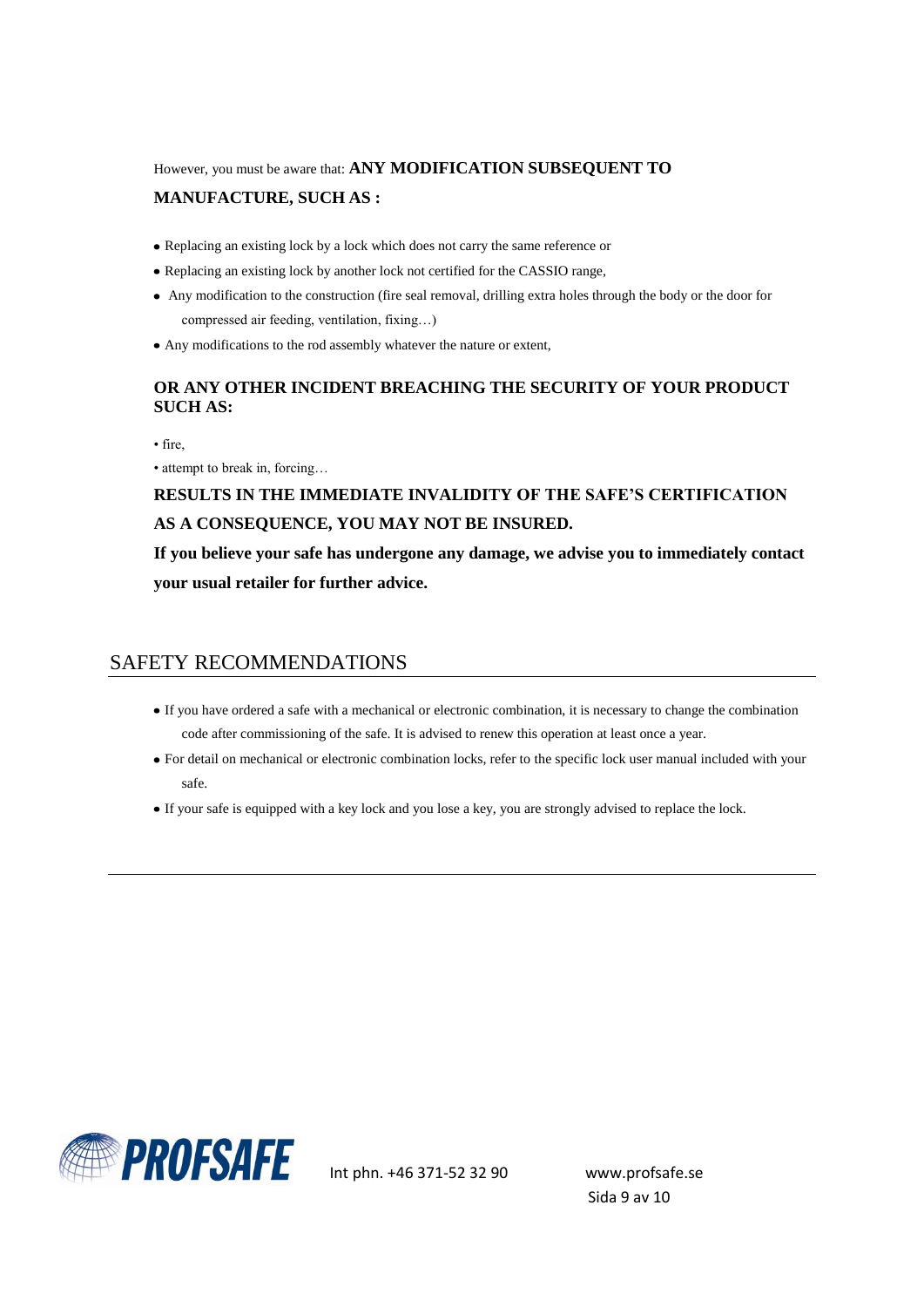However, you must be aware that: **ANY MODIFICATION SUBSEQUENT TO MANUFACTURE, SUCH AS :**

- Replacing an existing lock by a lock which does not carry the same reference or
- Replacing an existing lock by another lock not certified for the CASSIO range,
- Any modification to the construction (fire seal removal, drilling extra holes through the body or the door for compressed air feeding, ventilation, fixing…)
- Any modifications to the rod assembly whatever the nature or extent,

**OR ANY OTHER INCIDENT BREACHING THE SECURITY OF YOUR PRODUCT SUCH AS:**

- fire,
- attempt to break in, forcing…

**RESULTS IN THE IMMEDIATE INVALIDITY OF THE SAFE'S CERTIFICATION AS A CONSEQUENCE, YOU MAY NOT BE INSURED.**

**If you believe your safe has undergone any damage, we advise you to immediately contact your usual retailer for further advice.**

## SAFETY RECOMMENDATIONS

- If you have ordered a safe with a mechanical or electronic combination, it is necessary to change the combination code after commissioning of the safe. It is advised to renew this operation at least once a year.
- For detail on mechanical or electronic combination locks, refer to the specific lock user manual included with your safe.
- If your safe is equipped with a key lock and you lose a key, you are strongly advised to replace the lock.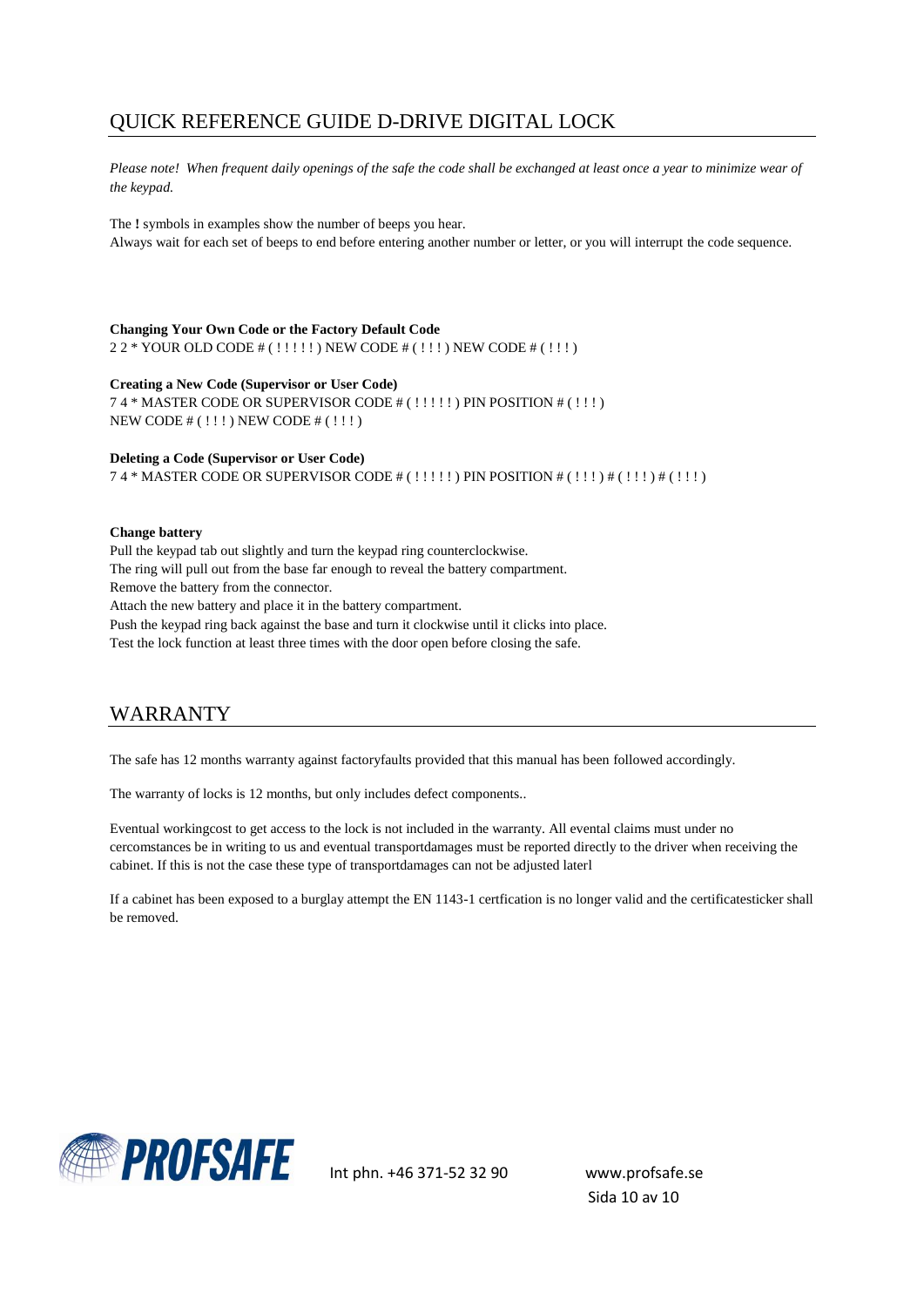# QUICK REFERENCE GUIDE D-DRIVE DIGITAL LOCK

*Please note! When frequent daily openings of the safe the code shall be exchanged at least once a year to minimize wear of the keypad.*

The **!** symbols in examples show the number of beeps you hear.
Always wait for each set of beeps to end before entering another number or letter, or you will interrupt the code sequence.

**Changing Your Own Code or the Factory Default Code**
2 2 * YOUR OLD CODE # ( ! ! ! ! ! ) NEW CODE # ( ! ! ! ) NEW CODE # ( ! ! ! )

**Creating a New Code (Supervisor or User Code)**
7 4 * MASTER CODE OR SUPERVISOR CODE # ( ! ! ! ! ! ) PIN POSITION # ( ! ! ! )
NEW CODE # ( ! ! ! ) NEW CODE # ( ! ! ! )

**Deleting a Code (Supervisor or User Code)**
7 4 * MASTER CODE OR SUPERVISOR CODE # ( ! ! ! ! ! ) PIN POSITION # ( ! ! ! ) # ( ! ! ! ) # ( ! ! ! )

**Change battery**
Pull the keypad tab out slightly and turn the keypad ring counterclockwise.
The ring will pull out from the base far enough to reveal the battery compartment.
Remove the battery from the connector.
Attach the new battery and place it in the battery compartment.
Push the keypad ring back against the base and turn it clockwise until it clicks into place.
Test the lock function at least three times with the door open before closing the safe.

# WARRANTY

The safe has 12 months warranty against factoryfaults provided that this manual has been followed accordingly.

The warranty of locks is 12 months, but only includes defect components..

Eventual workingcost to get access to the lock is not included in the warranty. All evental claims must under no cercomstances be in writing to us and eventual transportdamages must be reported directly to the driver when receiving the cabinet. If this is not the case these type of transportdamages can not be adjusted laterl

If a cabinet has been exposed to a burglay attempt the EN 1143-1 certfication is no longer valid and the certificatesticker shall be removed.

PROFSAFE Int phn. +46 371-52 32 90 www.profsafe.se